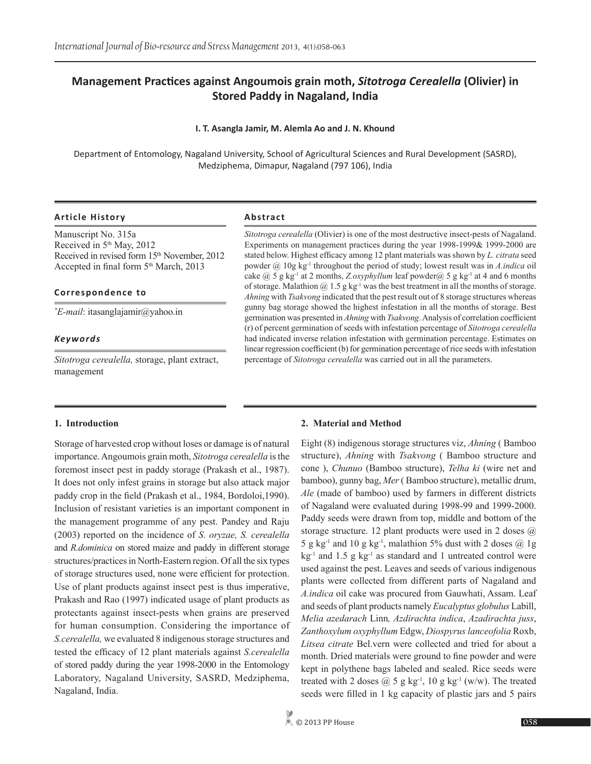# Management Practices against Angoumois grain moth, *Sitotroga Cerealella* (Olivier) in Stored Paddy in Nagaland, India

**I. T. Asangla Jamir, M. Alemla Ao and J. N. Khound**

Department of Entomology, Nagaland University, School of Agricultural Sciences and Rural Development (SASRD), Medziphema, Dimapur, Nagaland (797 106), India

### Article History

Manuscript No. 315a
Received in 5th May, 2012
Received in revised form 15th November, 2012
Accepted in final form 5th March, 2013

### Correspondence to

*E-mail*: itasanglajamir@yahoo.in

### Keywords

*Sitotroga cerealella,* storage, plant extract, management

### Abstract

*Sitotroga cerealella* (Olivier) is one of the most destructive insect-pests of Nagaland. Experiments on management practices during the year 1998-1999& 1999-2000 are stated below. Highest efficacy among 12 plant materials was shown by *L. citrata* seed powder @ 10g kg$^{-1}$ throughout the period of study; lowest result was in *A.indica* oil cake @ 5 g kg$^{-1}$ at 2 months, *Z.oxyphyllum* leaf powder@ 5 g kg$^{-1}$ at 4 and 6 months of storage. Malathion @ 1.5 g kg$^{-1}$ was the best treatment in all the months of storage. *Ahning* with *Tsakvong* indicated that the pest result out of 8 storage structures whereas gunny bag storage showed the highest infestation in all the months of storage. Best germination was presented in *Ahning* with *Tsakvong*. Analysis of correlation coefficient (r) of percent germination of seeds with infestation percentage of *Sitotroga cerealella* had indicated inverse relation infestation with germination percentage. Estimates on linear regression coefficient (b) for germination percentage of rice seeds with infestation percentage of *Sitotroga cerealella* was carried out in all the parameters.

## 1. Introduction

Storage of harvested crop without loses or damage is of natural importance. Angoumois grain moth, *Sitotroga cerealella* is the foremost insect pest in paddy storage (Prakash et al., 1987). It does not only infest grains in storage but also attack major paddy crop in the field (Prakash et al., 1984, Bordoloi,1990). Inclusion of resistant varieties is an important component in the management programme of any pest. Pandey and Raju (2003) reported on the incidence of *S. oryzae, S. cerealella* and *R.dominica* on stored maize and paddy in different storage structures/practices in North-Eastern region. Of all the six types of storage structures used, none were efficient for protection. Use of plant products against insect pest is thus imperative, Prakash and Rao (1997) indicated usage of plant products as protectants against insect-pests when grains are preserved for human consumption. Considering the importance of *S.cerealella,* we evaluated 8 indigenous storage structures and tested the efficacy of 12 plant materials against *S.cerealella* of stored paddy during the year 1998-2000 in the Entomology Laboratory, Nagaland University, SASRD, Medziphema, Nagaland, India.

## 2. Material and Method

Eight (8) indigenous storage structures viz, *Ahning* ( Bamboo structure), *Ahning* with *Tsakvong* ( Bamboo structure and cone ), *Chunuo* (Bamboo structure), *Telha ki* (wire net and bamboo), gunny bag, *Mer* ( Bamboo structure), metallic drum, *Ale* (made of bamboo) used by farmers in different districts of Nagaland were evaluated during 1998-99 and 1999-2000. Paddy seeds were drawn from top, middle and bottom of the storage structure. 12 plant products were used in 2 doses @ 5 g kg$^{-1}$ and 10 g kg$^{-1}$, malathion 5% dust with 2 doses @ 1g kg$^{-1}$ and 1.5 g kg$^{-1}$ as standard and 1 untreated control were used against the pest. Leaves and seeds of various indigenous plants were collected from different parts of Nagaland and *A.indica* oil cake was procured from Gauwhati, Assam. Leaf and seeds of plant products namely *Eucalyptus globulus* Labill, *Melia azedarach* Linn*, Azdirachta indica*, *Azadirachta juss*, *Zanthoxylum oxyphyllum* Edgw, *Diospyrus lanceofolia* Roxb, *Litsea citrate* Bel.vern were collected and tried for about a month. Dried materials were ground to fine powder and were kept in polythene bags labeled and sealed. Rice seeds were treated with 2 doses @ 5 g kg$^{-1}$, 10 g kg$^{-1}$ (w/w). The treated seeds were filled in 1 kg capacity of plastic jars and 5 pairs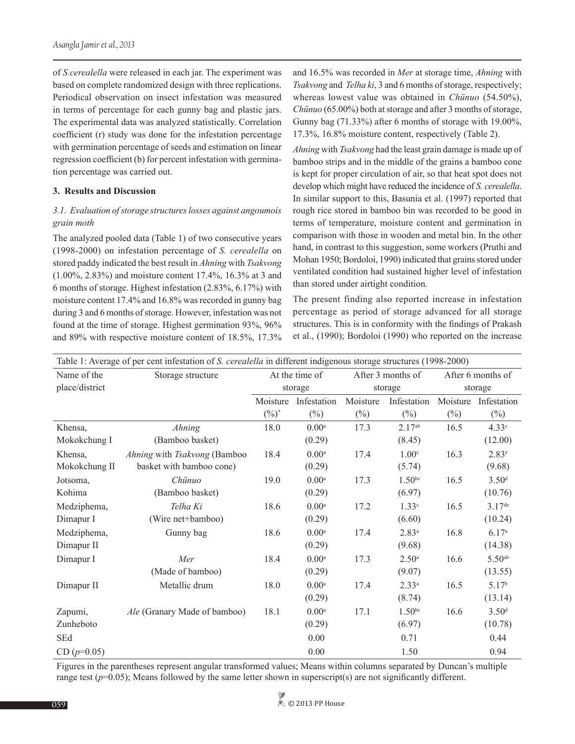of *S.cerealella* were released in each jar. The experiment was based on complete randomized design with three replications. Periodical observation on insect infestation was measured in terms of percentage for each gunny bag and plastic jars. The experimental data was analyzed statistically. Correlation coefficient (r) study was done for the infestation percentage with germination percentage of seeds and estimation on linear regression coefficient (b) for percent infestation with germination percentage was carried out.

## 3. Results and Discussion

### 3.1. Evaluation of storage structures losses against angoumois grain moth

The analyzed pooled data (Table 1) of two consecutive years (1998-2000) on infestation percentage of *S. cerealella* on stored paddy indicated the best result in *Ahning* with *Tsakvong* (1.00%, 2.83%) and moisture content 17.4%, 16.3% at 3 and 6 months of storage. Highest infestation (2.83%, 6.17%) with moisture content 17.4% and 16.8% was recorded in gunny bag during 3 and 6 months of storage. However, infestation was not found at the time of storage. Highest germination 93%, 96% and 89% with respective moisture content of 18.5%, 17.3% and 16.5% was recorded in *Mer* at storage time, *Ahning* with *Tsakvong* and *Telha ki*, 3 and 6 months of storage, respectively; whereas lowest value was obtained in *Chünuo* (54.50%), *Chünuo* (65.00%) both at storage and after 3 months of storage, Gunny bag (71.33%) after 6 months of storage with 19.00%, 17.3%, 16.8% moisture content, respectively (Table 2).

*Ahning* with *Tsakvong* had the least grain damage is made up of bamboo strips and in the middle of the grains a bamboo cone is kept for proper circulation of air, so that heat spot does not develop which might have reduced the incidence of *S. cerealella*. In similar support to this, Basunia et al. (1997) reported that rough rice stored in bamboo bin was recorded to be good in terms of temperature, moisture content and germination in comparison with those in wooden and metal bin. In the other hand, in contrast to this suggestion, some workers (Pruthi and Mohan 1950; Bordoloi, 1990) indicated that grains stored under ventilated condition had sustained higher level of infestation than stored under airtight condition.

The present finding also reported increase in infestation percentage as period of storage advanced for all storage structures. This is in conformity with the findings of Prakash et al., (1990); Bordoloi (1990) who reported on the increase

Table 1: Average of per cent infestation of *S. cerealella* in different indigenous storage structures (1998-2000)

| Name of the place/district | Storage structure | At the time of storage | | After 3 months of storage | | After 6 months of storage | |
|---|---|---|---|---|---|---|---|
| | | Moisture (%)* | Infestation (%) | Moisture (%) | Infestation (%) | Moisture (%) | Infestation (%) |
| Khensa, Mokokchung I | *Ahning* (Bamboo basket) | 18.0 | 0.00[a] (0.29) | 17.3 | 2.17[ab] (8.45) | 16.5 | 4.33[c] (12.00) |
| Khensa, Mokokchung II | *Ahning* with *Tsakvong* (Bamboo basket with bamboo cone) | 18.4 | 0.00[a] (0.29) | 17.4 | 1.00[c] (5.74) | 16.3 | 2.83[e] (9.68) |
| Jotsoma, Kohima | *Chünuo* (Bamboo basket) | 19.0 | 0.00[a] (0.29) | 17.3 | 1.50[bc] (6.97) | 16.5 | 3.50[d] (10.76) |
| Medziphema, Dimapur I | *Telha Ki* (Wire net+bamboo) | 18.6 | 0.00[a] (0.29) | 17.2 | 1.33[c] (6.60) | 16.5 | 3.17[de] (10.24) |
| Medziphema, Dimapur II | Gunny bag | 18.6 | 0.00[a] (0.29) | 17.4 | 2.83[a] (9.68) | 16.8 | 6.17[a] (14.38) |
| Dimapur I | *Mer* (Made of bamboo) | 18.4 | 0.00[a] (0.29) | 17.3 | 2.50[a] (9.07) | 16.6 | 5.50[ab] (13.55) |
| Dimapur II | Metallic drum | 18.0 | 0.00[a] (0.29) | 17.4 | 2.33[a] (8.74) | 16.5 | 5.17[b] (13.14) |
| Zapumi, Zunheboto | *Ale* (Granary Made of bamboo) | 18.1 | 0.00[a] (0.29) | 17.1 | 1.50[bc] (6.97) | 16.6 | 3.50[d] (10.78) |
| SEd | | | 0.00 | | 0.71 | | 0.44 |
| CD ($p$=0.05) | | | 0.00 | | 1.50 | | 0.94 |

Figures in the parentheses represent angular transformed values; Means within columns separated by Duncan's multiple range test ($p$=0.05); Means followed by the same letter shown in superscript(s) are not significantly different.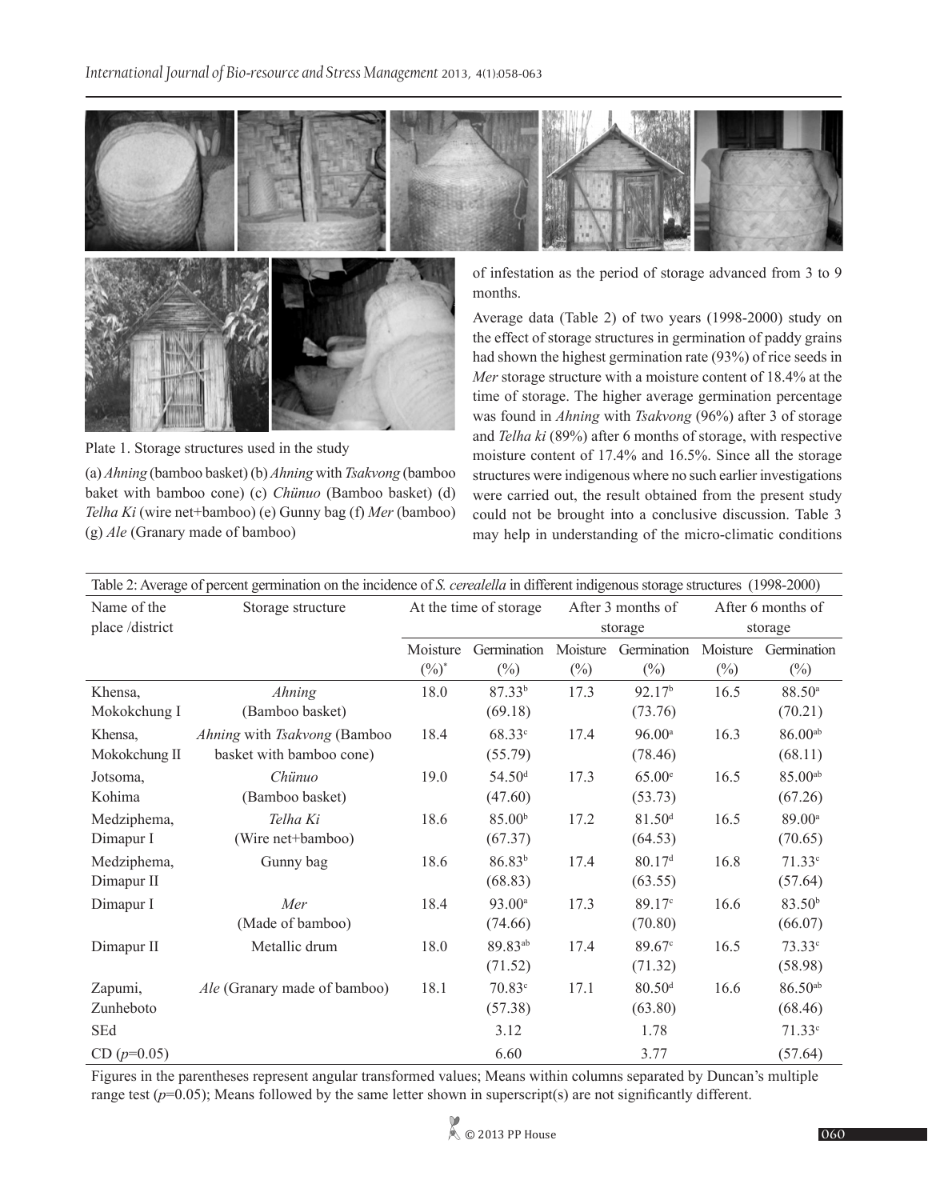Plate 1. Storage structures used in the study

(a) *Ahning* (bamboo basket) (b) *Ahning* with *Tsakvong* (bamboo baket with bamboo cone) (c) *Chünuo* (Bamboo basket) (d) *Telha Ki* (wire net+bamboo) (e) Gunny bag (f) *Mer* (bamboo) (g) *Ale* (Granary made of bamboo)

of infestation as the period of storage advanced from 3 to 9 months.

Average data (Table 2) of two years (1998-2000) study on the effect of storage structures in germination of paddy grains had shown the highest germination rate (93%) of rice seeds in *Mer* storage structure with a moisture content of 18.4% at the time of storage. The higher average germination percentage was found in *Ahning* with *Tsakvong* (96%) after 3 of storage and *Telha ki* (89%) after 6 months of storage, with respective moisture content of 17.4% and 16.5%. Since all the storage structures were indigenous where no such earlier investigations were carried out, the result obtained from the present study could not be brought into a conclusive discussion. Table 3 may help in understanding of the micro-climatic conditions

Table 2: Average of percent germination on the incidence of *S. cerealella* in different indigenous storage structures (1998-2000)

| Name of the place /district | Storage structure | At the time of storage | | After 3 months of storage | | After 6 months of storage | |
|---|---|---|---|---|---|---|---|
| | | Moisture (%)* | Germination (%) | Moisture (%) | Germination (%) | Moisture (%) | Germination (%) |
| Khensa, Mokokchung I | *Ahning* (Bamboo basket) | 18.0 | 87.33[b] (69.18) | 17.3 | 92.17[b] (73.76) | 16.5 | 88.50[a] (70.21) |
| Khensa, Mokokchung II | *Ahning* with *Tsakvong* (Bamboo basket with bamboo cone) | 18.4 | 68.33[c] (55.79) | 17.4 | 96.00[a] (78.46) | 16.3 | 86.00[ab] (68.11) |
| Jotsoma, Kohima | *Chünuo* (Bamboo basket) | 19.0 | 54.50[d] (47.60) | 17.3 | 65.00[e] (53.73) | 16.5 | 85.00[ab] (67.26) |
| Medziphema, Dimapur I | *Telha Ki* (Wire net+bamboo) | 18.6 | 85.00[b] (67.37) | 17.2 | 81.50[d] (64.53) | 16.5 | 89.00[a] (70.65) |
| Medziphema, Dimapur II | Gunny bag | 18.6 | 86.83[b] (68.83) | 17.4 | 80.17[d] (63.55) | 16.8 | 71.33[c] (57.64) |
| Dimapur I | *Mer* (Made of bamboo) | 18.4 | 93.00[a] (74.66) | 17.3 | 89.17[c] (70.80) | 16.6 | 83.50[b] (66.07) |
| Dimapur II | Metallic drum | 18.0 | 89.83[ab] (71.52) | 17.4 | 89.67[c] (71.32) | 16.5 | 73.33[c] (58.98) |
| Zapumi, Zunheboto | *Ale* (Granary made of bamboo) | 18.1 | 70.83[c] (57.38) | 17.1 | 80.50[d] (63.80) | 16.6 | 86.50[ab] (68.46) |
| SEd | | | 3.12 | | 1.78 | | 71.33[c] |
| CD ($p$=0.05) | | | 6.60 | | 3.77 | | (57.64) |

Figures in the parentheses represent angular transformed values; Means within columns separated by Duncan's multiple range test ($p$=0.05); Means followed by the same letter shown in superscript(s) are not significantly different.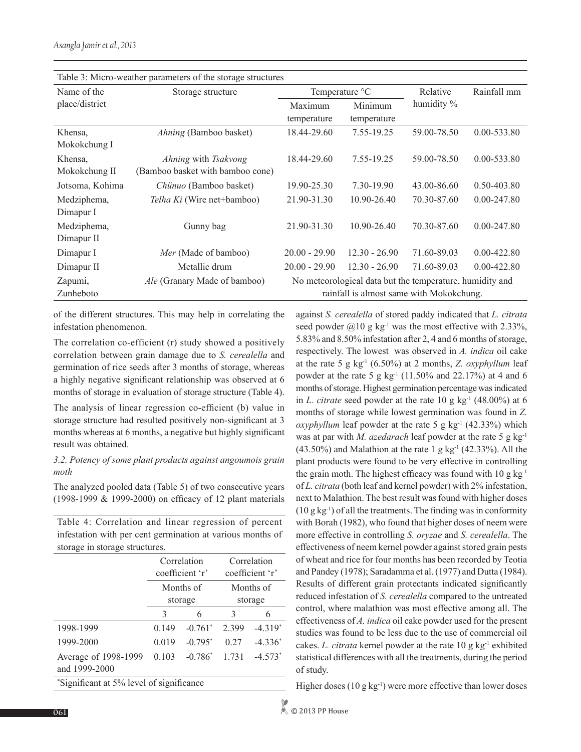Table 3: Micro-weather parameters of the storage structures

| Name of the place/district | Storage structure | Temperature °C | | Relative humidity % | Rainfall mm |
|---|---|---|---|---|---|
| | | Maximum temperature | Minimum temperature | | |
| Khensa, Mokokchung I | *Ahning* (Bamboo basket) | 18.44-29.60 | 7.55-19.25 | 59.00-78.50 | 0.00-533.80 |
| Khensa, Mokokchung II | *Ahning* with *Tsakvong* (Bamboo basket with bamboo cone) | 18.44-29.60 | 7.55-19.25 | 59.00-78.50 | 0.00-533.80 |
| Jotsoma, Kohima | *Chünuo* (Bamboo basket) | 19.90-25.30 | 7.30-19.90 | 43.00-86.60 | 0.50-403.80 |
| Medziphema, Dimapur I | *Telha Ki* (Wire net+bamboo) | 21.90-31.30 | 10.90-26.40 | 70.30-87.60 | 0.00-247.80 |
| Medziphema, Dimapur II | Gunny bag | 21.90-31.30 | 10.90-26.40 | 70.30-87.60 | 0.00-247.80 |
| Dimapur I | *Mer* (Made of bamboo) | 20.00 - 29.90 | 12.30 - 26.90 | 71.60-89.03 | 0.00-422.80 |
| Dimapur II | Metallic drum | 20.00 - 29.90 | 12.30 - 26.90 | 71.60-89.03 | 0.00-422.80 |
| Zapumi, Zunheboto | *Ale* (Granary Made of bamboo) | No meteorological data but the temperature, humidity and rainfall is almost same with Mokokchung. | | | |

of the different structures. This may help in correlating the infestation phenomenon.

The correlation co-efficient (r) study showed a positively correlation between grain damage due to *S. cerealella* and germination of rice seeds after 3 months of storage, whereas a highly negative significant relationship was observed at 6 months of storage in evaluation of storage structure (Table 4).

The analysis of linear regression co-efficient (b) value in storage structure had resulted positively non-significant at 3 months whereas at 6 months, a negative but highly significant result was obtained.

### *3.2. Potency of some plant products against angoumois grain moth*

The analyzed pooled data (Table 5) of two consecutive years (1998-1999 & 1999-2000) on efficacy of 12 plant materials

Table 4: Correlation and linear regression of percent infestation with per cent germination at various months of storage in storage structures.

| | Correlation coefficient 'r' | | Correlation coefficient 'r' | |
|---|---|---|---|---|
| | Months of storage | | Months of storage | |
| | 3 | 6 | 3 | 6 |
| 1998-1999 | 0.149 | -0.761* | 2.399 | -4.319* |
| 1999-2000 | 0.019 | -0.795* | 0.27 | -4.336* |
| Average of 1998-1999 and 1999-2000 | 0.103 | -0.786* | 1.731 | -4.573* |

*Significant at 5% level of significance

against *S. cerealella* of stored paddy indicated that *L. citrata* seed powder @10 g kg$^{-1}$ was the most effective with 2.33%, 5.83% and 8.50% infestation after 2, 4 and 6 months of storage, respectively. The lowest was observed in *A. indica* oil cake at the rate 5 g kg$^{-1}$ (6.50%) at 2 months, *Z. oxyphyllum* leaf powder at the rate 5 g kg$^{-1}$ (11.50% and 22.17%) at 4 and 6 months of storage. Highest germination percentage was indicated in *L. citrate* seed powder at the rate 10 g kg$^{-1}$ (48.00%) at 6 months of storage while lowest germination was found in *Z. oxyphyllum* leaf powder at the rate 5 g kg$^{-1}$ (42.33%) which was at par with *M. azedarach* leaf powder at the rate 5 g kg$^{-1}$ (43.50%) and Malathion at the rate 1 g kg$^{-1}$ (42.33%). All the plant products were found to be very effective in controlling the grain moth. The highest efficacy was found with 10 g kg$^{-1}$ of *L. citrata* (both leaf and kernel powder) with 2% infestation, next to Malathion. The best result was found with higher doses (10 g kg$^{-1}$) of all the treatments. The finding was in conformity with Borah (1982), who found that higher doses of neem were more effective in controlling *S. oryzae* and *S. cerealella*. The effectiveness of neem kernel powder against stored grain pests of wheat and rice for four months has been recorded by Teotia and Pandey (1978); Saradamma et al. (1977) and Dutta (1984). Results of different grain protectants indicated significantly reduced infestation of *S. cerealella* compared to the untreated control, where malathion was most effective among all. The effectiveness of *A. indica* oil cake powder used for the present studies was found to be less due to the use of commercial oil cakes. *L. citrata* kernel powder at the rate 10 g kg$^{-1}$ exhibited statistical differences with all the treatments, during the period of study.

Higher doses (10 g kg$^{-1}$) were more effective than lower doses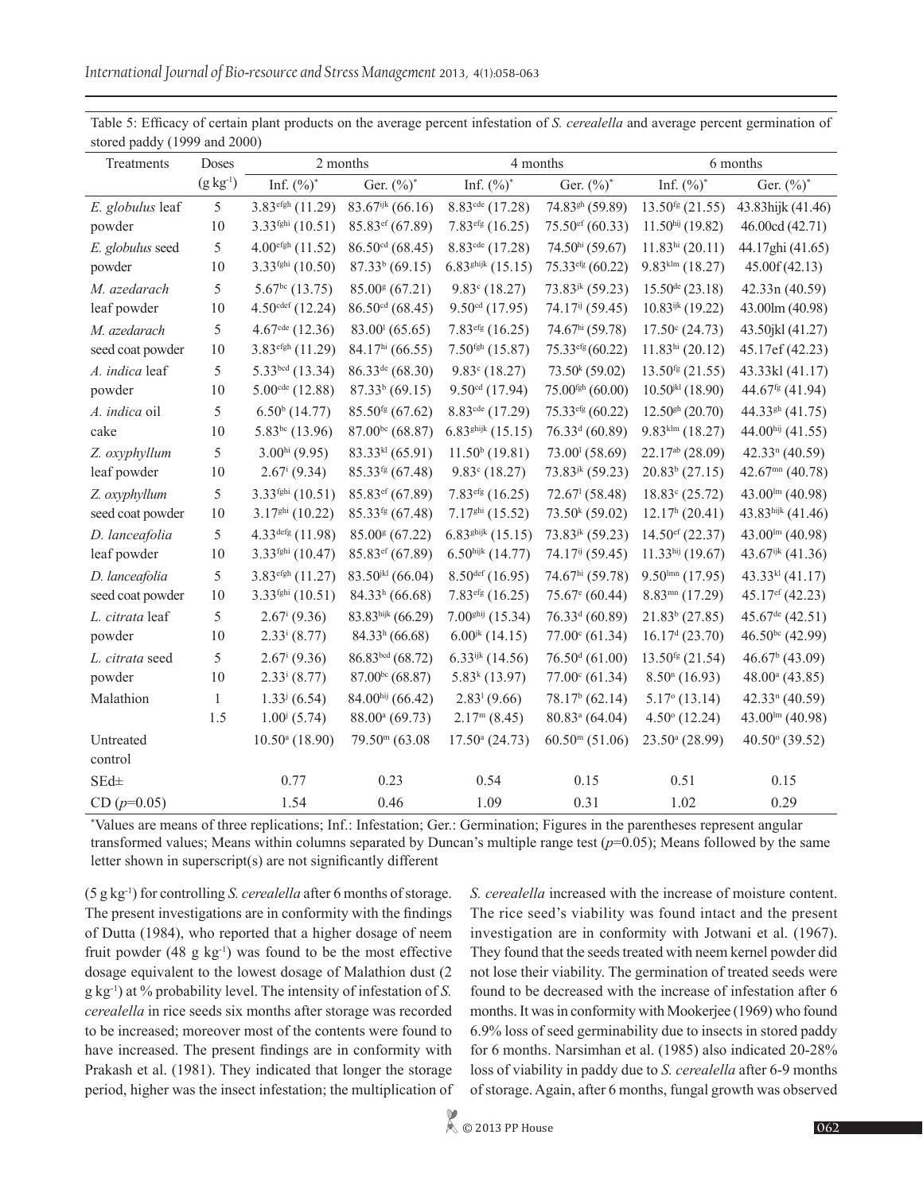Table 5: Efficacy of certain plant products on the average percent infestation of *S. cerealella* and average percent germination of stored paddy (1999 and 2000)

| Treatments | Doses | 2 months | | 4 months | | 6 months | |
|---|---|---|---|---|---|---|---|
| | (g kg$^{-1}$) | Inf. (%)* | Ger. (%)* | Inf. (%)* | Ger. (%)* | Inf. (%)* | Ger. (%)* |
| *E. globulus* leaf | 5 | 3.83$^{efgh}$ (11.29) | 83.67$^{ijk}$ (66.16) | 8.83$^{cde}$ (17.28) | 74.83$^{gh}$ (59.89) | 13.50$^{fg}$ (21.55) | 43.83hijk (41.46) |
| powder | 10 | 3.33$^{fghi}$ (10.51) | 85.83$^{ef}$ (67.89) | 7.83$^{efg}$ (16.25) | 75.50$^{ef}$ (60.33) | 11.50$^{hij}$ (19.82) | 46.00cd (42.71) |
| *E. globulus* seed | 5 | 4.00$^{efgh}$ (11.52) | 86.50$^{cd}$ (68.45) | 8.83$^{cde}$ (17.28) | 74.50$^{hi}$ (59.67) | 11.83$^{hi}$ (20.11) | 44.17ghi (41.65) |
| powder | 10 | 3.33$^{fghi}$ (10.50) | 87.33$^{b}$ (69.15) | 6.83$^{ghijk}$ (15.15) | 75.33$^{efg}$ (60.22) | 9.83$^{klm}$ (18.27) | 45.00f (42.13) |
| *M. azedarach* | 5 | 5.67$^{bc}$ (13.75) | 85.00$^{g}$ (67.21) | 9.83$^{c}$ (18.27) | 73.83$^{jk}$ (59.23) | 15.50$^{de}$ (23.18) | 42.33n (40.59) |
| leaf powder | 10 | 4.50$^{cdef}$ (12.24) | 86.50$^{cd}$ (68.45) | 9.50$^{cd}$ (17.95) | 74.17$^{ij}$ (59.45) | 10.83$^{ijk}$ (19.22) | 43.00lm (40.98) |
| *M. azedarach* | 5 | 4.67$^{cde}$ (12.36) | 83.00$^{l}$ (65.65) | 7.83$^{efg}$ (16.25) | 74.67$^{hi}$ (59.78) | 17.50$^{c}$ (24.73) | 43.50jkl (41.27) |
| seed coat powder | 10 | 3.83$^{efgh}$ (11.29) | 84.17$^{hi}$ (66.55) | 7.50$^{fgh}$ (15.87) | 75.33$^{efg}$ (60.22) | 11.83$^{hi}$ (20.12) | 45.17ef (42.23) |
| *A. indica* leaf | 5 | 5.33$^{bcd}$ (13.34) | 86.33$^{de}$ (68.30) | 9.83$^{c}$ (18.27) | 73.50$^{k}$ (59.02) | 13.50$^{fg}$ (21.55) | 43.33kl (41.17) |
| powder | 10 | 5.00$^{cde}$ (12.88) | 87.33$^{b}$ (69.15) | 9.50$^{cd}$ (17.94) | 75.00$^{fgh}$ (60.00) | 10.50$^{jkl}$ (18.90) | 44.67$^{fg}$ (41.94) |
| *A. indica* oil | 5 | 6.50$^{b}$ (14.77) | 85.50$^{fg}$ (67.62) | 8.83$^{cde}$ (17.29) | 75.33$^{efg}$ (60.22) | 12.50$^{gh}$ (20.70) | 44.33$^{gh}$ (41.75) |
| cake | 10 | 5.83$^{bc}$ (13.96) | 87.00$^{bc}$ (68.87) | 6.83$^{ghijk}$ (15.15) | 76.33$^{d}$ (60.89) | 9.83$^{klm}$ (18.27) | 44.00$^{hij}$ (41.55) |
| *Z. oxyphyllum* | 5 | 3.00$^{hi}$ (9.95) | 83.33$^{kl}$ (65.91) | 11.50$^{b}$ (19.81) | 73.00$^{l}$ (58.69) | 22.17$^{ab}$ (28.09) | 42.33$^{n}$ (40.59) |
| leaf powder | 10 | 2.67$^{i}$ (9.34) | 85.33$^{fg}$ (67.48) | 9.83$^{c}$ (18.27) | 73.83$^{jk}$ (59.23) | 20.83$^{b}$ (27.15) | 42.67$^{mn}$ (40.78) |
| *Z. oxyphyllum* | 5 | 3.33$^{fghi}$ (10.51) | 85.83$^{ef}$ (67.89) | 7.83$^{efg}$ (16.25) | 72.67$^{l}$ (58.48) | 18.83$^{c}$ (25.72) | 43.00$^{lm}$ (40.98) |
| seed coat powder | 10 | 3.17$^{ghi}$ (10.22) | 85.33$^{fg}$ (67.48) | 7.17$^{ghi}$ (15.52) | 73.50$^{k}$ (59.02) | 12.17$^{h}$ (20.41) | 43.83$^{hijk}$ (41.46) |
| *D. lanceafolia* | 5 | 4.33$^{defg}$ (11.98) | 85.00$^{g}$ (67.22) | 6.83$^{ghijk}$ (15.15) | 73.83$^{jk}$ (59.23) | 14.50$^{ef}$ (22.37) | 43.00$^{lm}$ (40.98) |
| leaf powder | 10 | 3.33$^{fghi}$ (10.47) | 85.83$^{ef}$ (67.89) | 6.50$^{hijk}$ (14.77) | 74.17$^{ij}$ (59.45) | 11.33$^{hij}$ (19.67) | 43.67$^{ijk}$ (41.36) |
| *D. lanceafolia* | 5 | 3.83$^{efgh}$ (11.27) | 83.50$^{jkl}$ (66.04) | 8.50$^{def}$ (16.95) | 74.67$^{hi}$ (59.78) | 9.50$^{lmn}$ (17.95) | 43.33$^{kl}$ (41.17) |
| seed coat powder | 10 | 3.33$^{fghi}$ (10.51) | 84.33$^{h}$ (66.68) | 7.83$^{efg}$ (16.25) | 75.67$^{e}$ (60.44) | 8.83$^{mn}$ (17.29) | 45.17$^{ef}$ (42.23) |
| *L. citrata* leaf | 5 | 2.67$^{i}$ (9.36) | 83.83$^{hijk}$ (66.29) | 7.00$^{ghij}$ (15.34) | 76.33$^{d}$ (60.89) | 21.83$^{b}$ (27.85) | 45.67$^{de}$ (42.51) |
| powder | 10 | 2.33$^{i}$ (8.77) | 84.33$^{h}$ (66.68) | 6.00$^{jk}$ (14.15) | 77.00$^{c}$ (61.34) | 16.17$^{d}$ (23.70) | 46.50$^{bc}$ (42.99) |
| *L. citrata* seed | 5 | 2.67$^{i}$ (9.36) | 86.83$^{bcd}$ (68.72) | 6.33$^{ijk}$ (14.56) | 76.50$^{d}$ (61.00) | 13.50$^{fg}$ (21.54) | 46.67$^{b}$ (43.09) |
| powder | 10 | 2.33$^{i}$ (8.77) | 87.00$^{bc}$ (68.87) | 5.83$^{k}$ (13.97) | 77.00$^{c}$ (61.34) | 8.50$^{n}$ (16.93) | 48.00$^{a}$ (43.85) |
| Malathion | 1 | 1.33$^{j}$ (6.54) | 84.00$^{hij}$ (66.42) | 2.83$^{l}$ (9.66) | 78.17$^{b}$ (62.14) | 5.17$^{o}$ (13.14) | 42.33$^{n}$ (40.59) |
| | 1.5 | 1.00$^{j}$ (5.74) | 88.00$^{a}$ (69.73) | 2.17$^{m}$ (8.45) | 80.83$^{a}$ (64.04) | 4.50$^{o}$ (12.24) | 43.00$^{lm}$ (40.98) |
| Untreated control | | 10.50$^{a}$ (18.90) | 79.50$^{m}$ (63.08 | 17.50$^{a}$ (24.73) | 60.50$^{m}$ (51.06) | 23.50$^{a}$ (28.99) | 40.50$^{o}$ (39.52) |
| SEd± | | 0.77 | 0.23 | 0.54 | 0.15 | 0.51 | 0.15 |
| CD ($p$=0.05) | | 1.54 | 0.46 | 1.09 | 0.31 | 1.02 | 0.29 |

*Values are means of three replications; Inf.: Infestation; Ger.: Germination; Figures in the parentheses represent angular transformed values; Means within columns separated by Duncan's multiple range test ($p$=0.05); Means followed by the same letter shown in superscript(s) are not significantly different

(5 g kg$^{-1}$) for controlling *S. cerealella* after 6 months of storage. The present investigations are in conformity with the findings of Dutta (1984), who reported that a higher dosage of neem fruit powder (48 g kg$^{-1}$) was found to be the most effective dosage equivalent to the lowest dosage of Malathion dust (2 g kg$^{-1}$) at % probability level. The intensity of infestation of *S. cerealella* in rice seeds six months after storage was recorded to be increased; moreover most of the contents were found to have increased. The present findings are in conformity with Prakash et al. (1981). They indicated that longer the storage period, higher was the insect infestation; the multiplication of *S. cerealella* increased with the increase of moisture content. The rice seed's viability was found intact and the present investigation are in conformity with Jotwani et al. (1967). They found that the seeds treated with neem kernel powder did not lose their viability. The germination of treated seeds were found to be decreased with the increase of infestation after 6 months. It was in conformity with Mookerjee (1969) who found 6.9% loss of seed germinability due to insects in stored paddy for 6 months. Narsimhan et al. (1985) also indicated 20-28% loss of viability in paddy due to *S. cerealella* after 6-9 months of storage. Again, after 6 months, fungal growth was observed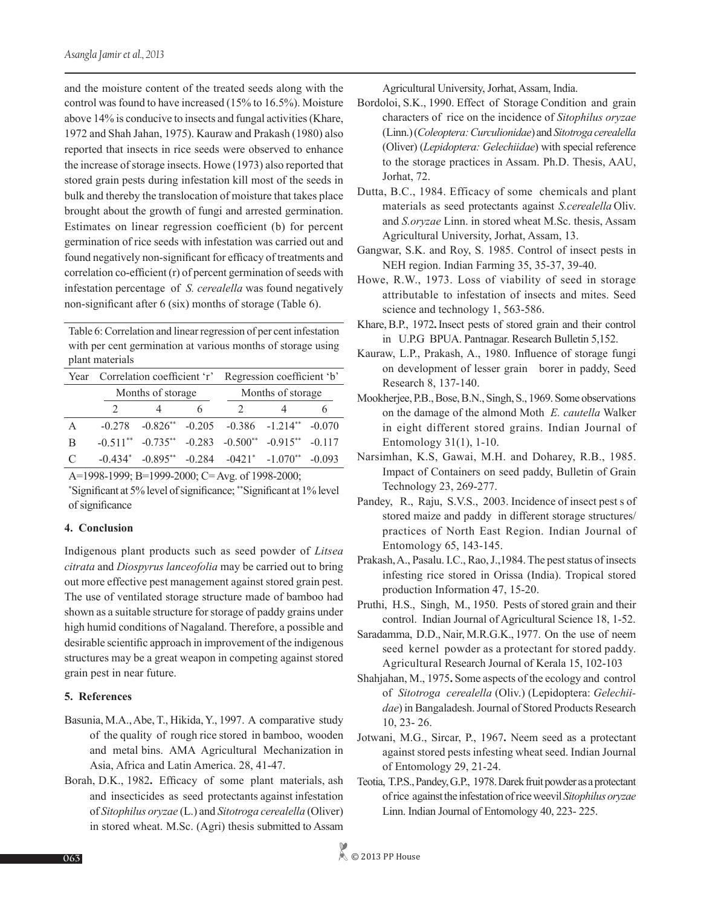and the moisture content of the treated seeds along with the control was found to have increased (15% to 16.5%). Moisture above 14% is conducive to insects and fungal activities (Khare, 1972 and Shah Jahan, 1975). Kauraw and Prakash (1980) also reported that insects in rice seeds were observed to enhance the increase of storage insects. Howe (1973) also reported that stored grain pests during infestation kill most of the seeds in bulk and thereby the translocation of moisture that takes place brought about the growth of fungi and arrested germination. Estimates on linear regression coefficient (b) for percent germination of rice seeds with infestation was carried out and found negatively non-significant for efficacy of treatments and correlation co-efficient (r) of percent germination of seeds with infestation percentage of *S. cerealella* was found negatively non-significant after 6 (six) months of storage (Table 6).

Table 6: Correlation and linear regression of per cent infestation with per cent germination at various months of storage using plant materials

| Year | Correlation coefficient 'r' | | | Regression coefficient 'b' | | |
|---|---|---|---|---|---|---|
| | Months of storage | | | Months of storage | | |
| | 2 | 4 | 6 | 2 | 4 | 6 |
| A | -0.278 | -0.826** | -0.205 | -0.386 | -1.214** | -0.070 |
| B | -0.511** | -0.735** | -0.283 | -0.500** | -0.915** | -0.117 |
| C | -0.434* | -0.895** | -0.284 | -0421* | -1.070** | -0.093 |

A=1998-1999; B=1999-2000; C= Avg. of 1998-2000;
*Significant at 5% level of significance; **Significant at 1% level of significance

## 4. Conclusion

Indigenous plant products such as seed powder of *Litsea citrata* and *Diospyrus lanceofolia* may be carried out to bring out more effective pest management against stored grain pest. The use of ventilated storage structure made of bamboo had shown as a suitable structure for storage of paddy grains under high humid conditions of Nagaland. Therefore, a possible and desirable scientific approach in improvement of the indigenous structures may be a great weapon in competing against stored grain pest in near future.

## 5. References

Basunia, M.A., Abe, T., Hikida, Y., 1997. A comparative study of the quality of rough rice stored in bamboo, wooden and metal bins. AMA Agricultural Mechanization in Asia, Africa and Latin America. 28, 41-47.

Borah, D.K., 1982. Efficacy of some plant materials, ash and insecticides as seed protectants against infestation of *Sitophilus oryzae* (L.) and *Sitotroga cerealella* (Oliver) in stored wheat. M.Sc. (Agri) thesis submitted to Assam Agricultural University, Jorhat, Assam, India.

Bordoloi, S.K., 1990. Effect of Storage Condition and grain characters of rice on the incidence of *Sitophilus oryzae* (Linn.) (*Coleoptera: Curculionidae*) and *Sitotroga cerealella* (Oliver) (*Lepidoptera: Gelechiidae*) with special reference to the storage practices in Assam. Ph.D. Thesis, AAU, Jorhat, 72.

Dutta, B.C., 1984. Efficacy of some chemicals and plant materials as seed protectants against *S.cerealella* Oliv. and *S.oryzae* Linn. in stored wheat M.Sc. thesis, Assam Agricultural University, Jorhat, Assam, 13.

Gangwar, S.K. and Roy, S. 1985. Control of insect pests in NEH region. Indian Farming 35, 35-37, 39-40.

Howe, R.W., 1973. Loss of viability of seed in storage attributable to infestation of insects and mites. Seed science and technology 1, 563-586.

Khare, B.P., 1972. Insect pests of stored grain and their control in U.P.G BPUA. Pantnagar. Research Bulletin 5,152.

Kauraw, L.P., Prakash, A., 1980. Influence of storage fungi on development of lesser grain borer in paddy, Seed Research 8, 137-140.

Mookherjee, P.B., Bose, B.N., Singh, S., 1969. Some observations on the damage of the almond Moth *E. cautella* Walker in eight different stored grains. Indian Journal of Entomology 31(1), 1-10.

Narsimhan, K.S, Gawai, M.H. and Doharey, R.B., 1985. Impact of Containers on seed paddy, Bulletin of Grain Technology 23, 269-277.

Pandey, R., Raju, S.V.S., 2003. Incidence of insect pest s of stored maize and paddy in different storage structures/ practices of North East Region. Indian Journal of Entomology 65, 143-145.

Prakash, A., Pasalu. I.C., Rao, J.,1984. The pest status of insects infesting rice stored in Orissa (India). Tropical stored production Information 47, 15-20.

Pruthi, H.S., Singh, M., 1950. Pests of stored grain and their control. Indian Journal of Agricultural Science 18, 1-52.

Saradamma, D.D., Nair, M.R.G.K., 1977. On the use of neem seed kernel powder as a protectant for stored paddy. Agricultural Research Journal of Kerala 15, 102-103

Shahjahan, M., 1975. Some aspects of the ecology and control of *Sitotroga cerealella* (Oliv.) (Lepidoptera: *Gelechiidae*) in Bangaladesh. Journal of Stored Products Research 10, 23- 26.

Jotwani, M.G., Sircar, P., 1967. Neem seed as a protectant against stored pests infesting wheat seed. Indian Journal of Entomology 29, 21-24.

Teotia, T.P.S., Pandey, G.P., 1978. Darek fruit powder as a protectant of rice against the infestation of rice weevil *Sitophilus oryzae* Linn. Indian Journal of Entomology 40, 223- 225.